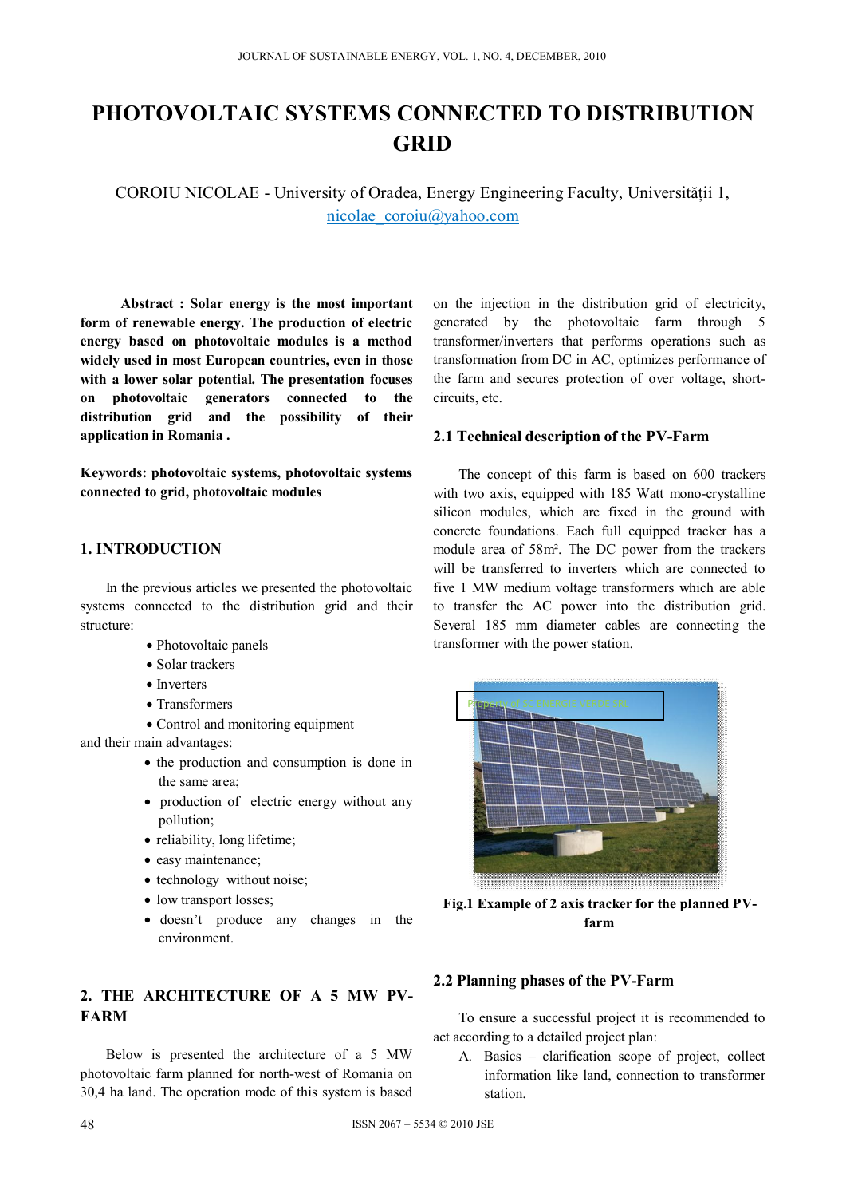# PHOTOVOLTAIC SYSTEMS CONNECTED TO DISTRIBUTION GRID

COROIU NICOLAE - University of Oradea, Energy Engineering Faculty, Universității 1, nicolae_coroiu@yahoo.com

**Abstract : Solar energy is the most important form of renewable energy. The production of electric energy based on photovoltaic modules is a method widely used in most European countries, even in those with a lower solar potential. The presentation focuses on photovoltaic generators connected to the distribution grid and the possibility of their application in Romania .**

**Keywords: photovoltaic systems, photovoltaic systems connected to grid, photovoltaic modules**

## 1. INTRODUCTION

In the previous articles we presented the photovoltaic systems connected to the distribution grid and their structure:

- Photovoltaic panels
- Solar trackers
- Inverters
- Transformers
- Control and monitoring equipment

and their main advantages:

- the production and consumption is done in the same area;
- production of electric energy without any pollution;
- reliability, long lifetime;
- easy maintenance;
- technology without noise;
- low transport losses;
- doesn't produce any changes in the environment.

## 2. THE ARCHITECTURE OF A 5 MW PV-FARM

Below is presented the architecture of a 5 MW photovoltaic farm planned for north-west of Romania on 30,4 ha land. The operation mode of this system is based on the injection in the distribution grid of electricity, generated by the photovoltaic farm through 5 transformer/inverters that performs operations such as transformation from DC in AC, optimizes performance of the farm and secures protection of over voltage, short-circuits, etc.

### 2.1 Technical description of the PV-Farm

The concept of this farm is based on 600 trackers with two axis, equipped with 185 Watt mono-crystalline silicon modules, which are fixed in the ground with concrete foundations. Each full equipped tracker has a module area of 58m². The DC power from the trackers will be transferred to inverters which are connected to five 1 MW medium voltage transformers which are able to transfer the AC power into the distribution grid. Several 185 mm diameter cables are connecting the transformer with the power station.

**Fig.1 Example of 2 axis tracker for the planned PV-farm**

### 2.2 Planning phases of the PV-Farm

To ensure a successful project it is recommended to act according to a detailed project plan:

A. Basics – clarification scope of project, collect information like land, connection to transformer station.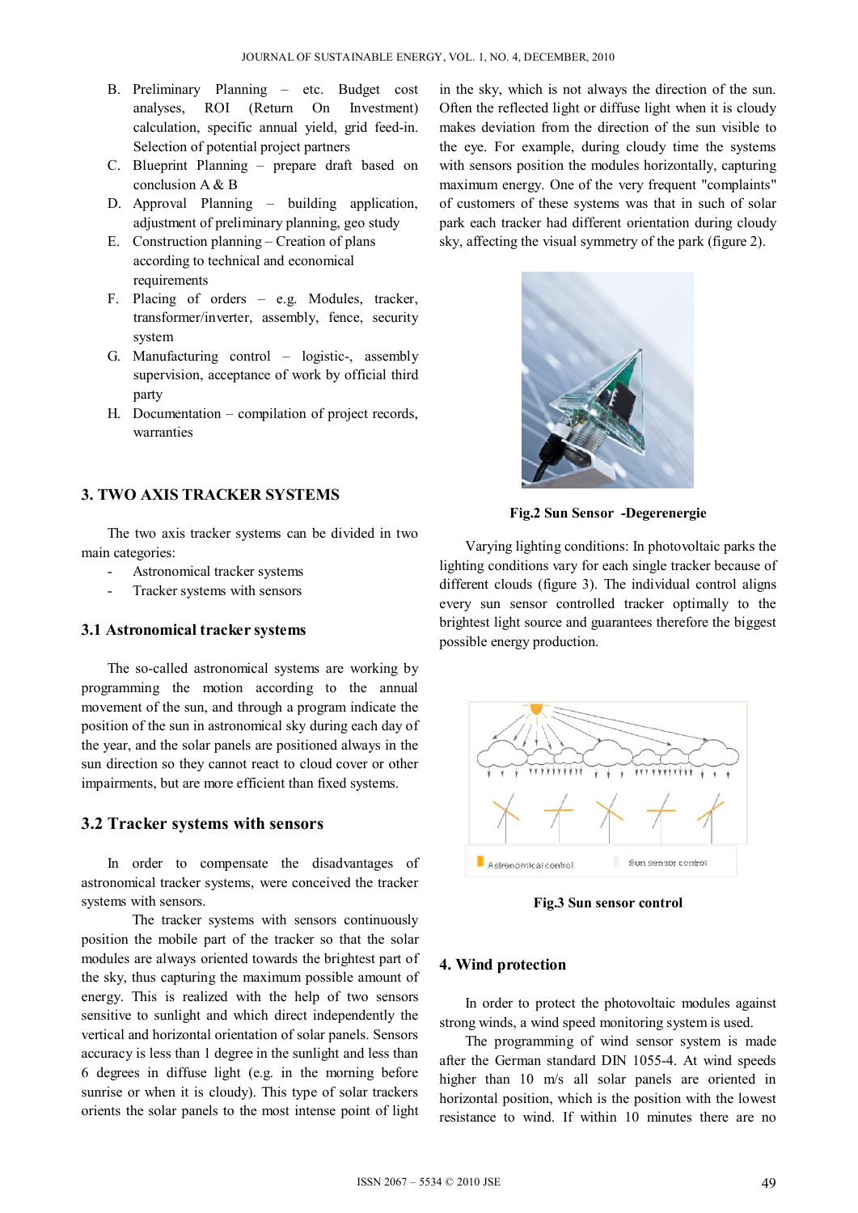B. Preliminary Planning – etc. Budget cost analyses, ROI (Return On Investment) calculation, specific annual yield, grid feed-in. Selection of potential project partners
C. Blueprint Planning – prepare draft based on conclusion A & B
D. Approval Planning – building application, adjustment of preliminary planning, geo study
E. Construction planning – Creation of plans according to technical and economical requirements
F. Placing of orders – e.g. Modules, tracker, transformer/inverter, assembly, fence, security system
G. Manufacturing control – logistic-, assembly supervision, acceptance of work by official third party
H. Documentation – compilation of project records, warranties

## 3. TWO AXIS TRACKER SYSTEMS

The two axis tracker systems can be divided in two main categories:

- Astronomical tracker systems
- Tracker systems with sensors

### 3.1 Astronomical tracker systems

The so-called astronomical systems are working by programming the motion according to the annual movement of the sun, and through a program indicate the position of the sun in astronomical sky during each day of the year, and the solar panels are positioned always in the sun direction so they cannot react to cloud cover or other impairments, but are more efficient than fixed systems.

### 3.2 Tracker systems with sensors

In order to compensate the disadvantages of astronomical tracker systems, were conceived the tracker systems with sensors.

The tracker systems with sensors continuously position the mobile part of the tracker so that the solar modules are always oriented towards the brightest part of the sky, thus capturing the maximum possible amount of energy. This is realized with the help of two sensors sensitive to sunlight and which direct independently the vertical and horizontal orientation of solar panels. Sensors accuracy is less than 1 degree in the sunlight and less than 6 degrees in diffuse light (e.g. in the morning before sunrise or when it is cloudy). This type of solar trackers orients the solar panels to the most intense point of light in the sky, which is not always the direction of the sun. Often the reflected light or diffuse light when it is cloudy makes deviation from the direction of the sun visible to the eye. For example, during cloudy time the systems with sensors position the modules horizontally, capturing maximum energy. One of the very frequent "complaints" of customers of these systems was that in such of solar park each tracker had different orientation during cloudy sky, affecting the visual symmetry of the park (figure 2).

**Fig.2 Sun Sensor -Degerenergie**

Varying lighting conditions: In photovoltaic parks the lighting conditions vary for each single tracker because of different clouds (figure 3). The individual control aligns every sun sensor controlled tracker optimally to the brightest light source and guarantees therefore the biggest possible energy production.

**Fig.3 Sun sensor control**

## 4. Wind protection

In order to protect the photovoltaic modules against strong winds, a wind speed monitoring system is used.

The programming of wind sensor system is made after the German standard DIN 1055-4. At wind speeds higher than 10 m/s all solar panels are oriented in horizontal position, which is the position with the lowest resistance to wind. If within 10 minutes there are no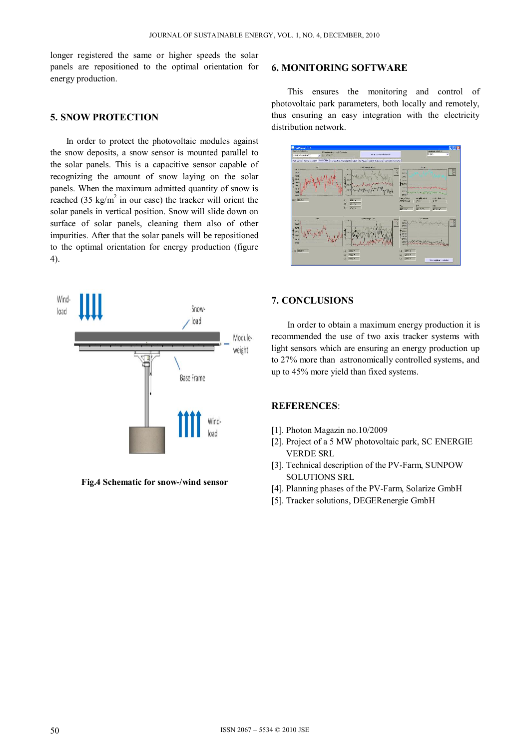longer registered the same or higher speeds the solar panels are repositioned to the optimal orientation for energy production.

## 5. SNOW PROTECTION

In order to protect the photovoltaic modules against the snow deposits, a snow sensor is mounted parallel to the solar panels. This is a capacitive sensor capable of recognizing the amount of snow laying on the solar panels. When the maximum admitted quantity of snow is reached (35 kg/m$^2$ in our case) the tracker will orient the solar panels in vertical position. Snow will slide down on surface of solar panels, cleaning them also of other impurities. After that the solar panels will be repositioned to the optimal orientation for energy production (figure 4).

Wind-load

Snow-load

Module-weight

Base Frame

Wind-load

**Fig.4 Schematic for snow-/wind sensor**

## 6. MONITORING SOFTWARE

This ensures the monitoring and control of photovoltaic park parameters, both locally and remotely, thus ensuring an easy integration with the electricity distribution network.

## 7. CONCLUSIONS

In order to obtain a maximum energy production it is recommended the use of two axis tracker systems with light sensors which are ensuring an energy production up to 27% more than astronomically controlled systems, and up to 45% more yield than fixed systems.

## REFERENCES:

[1]. Photon Magazin no.10/2009

[2]. Project of a 5 MW photovoltaic park, SC ENERGIE VERDE SRL

[3]. Technical description of the PV-Farm, SUNPOW SOLUTIONS SRL

[4]. Planning phases of the PV-Farm, Solarize GmbH

[5]. Tracker solutions, DEGERenergie GmbH